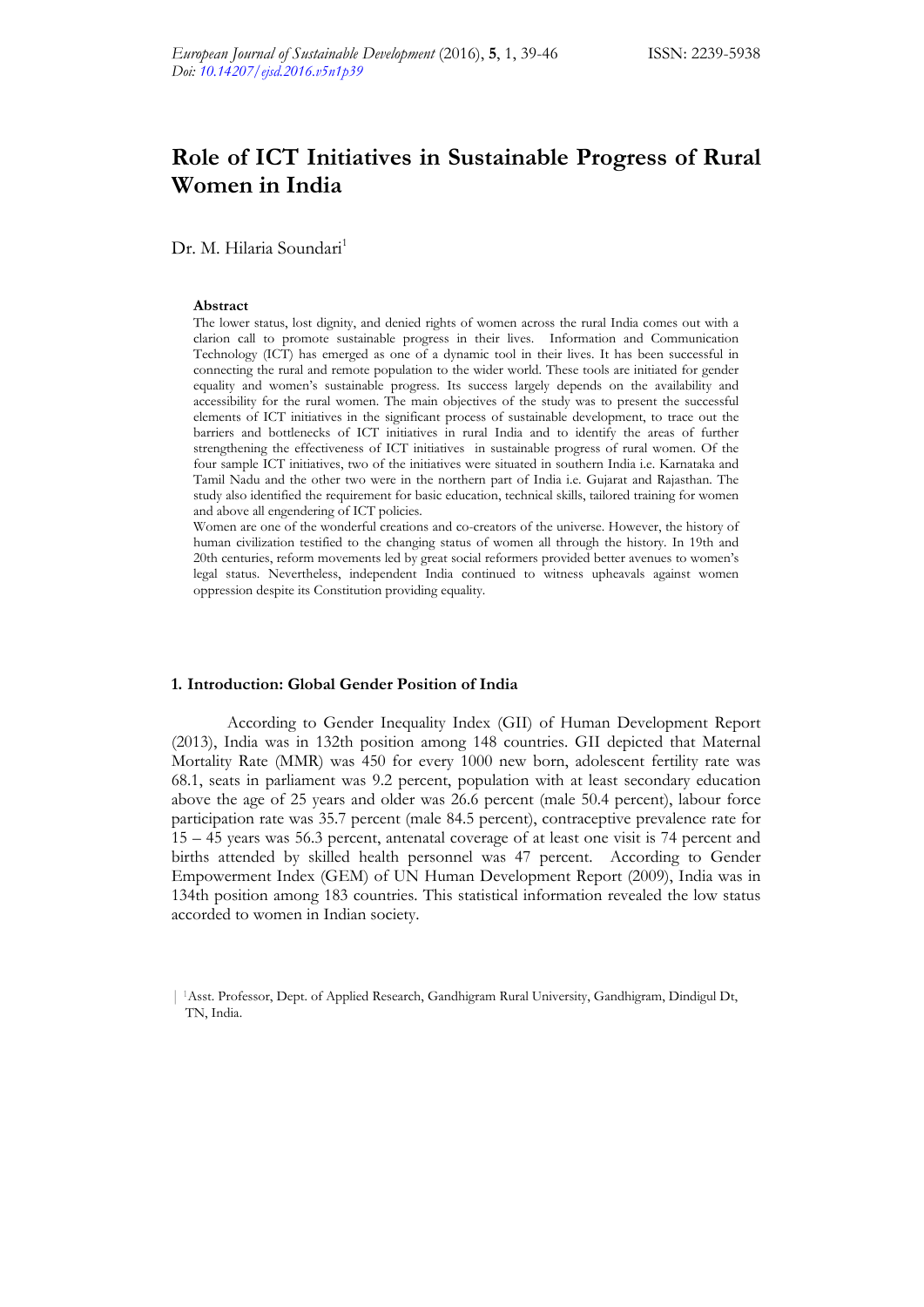# Role of ICT Initiatives in Sustainable Progress of Rural Women in India

Dr. M. Hilaria Soundari[1]

**Abstract**

The lower status, lost dignity, and denied rights of women across the rural India comes out with a clarion call to promote sustainable progress in their lives. Information and Communication Technology (ICT) has emerged as one of a dynamic tool in their lives. It has been successful in connecting the rural and remote population to the wider world. These tools are initiated for gender equality and women's sustainable progress. Its success largely depends on the availability and accessibility for the rural women. The main objectives of the study was to present the successful elements of ICT initiatives in the significant process of sustainable development, to trace out the barriers and bottlenecks of ICT initiatives in rural India and to identify the areas of further strengthening the effectiveness of ICT initiatives in sustainable progress of rural women. Of the four sample ICT initiatives, two of the initiatives were situated in southern India i.e. Karnataka and Tamil Nadu and the other two were in the northern part of India i.e. Gujarat and Rajasthan. The study also identified the requirement for basic education, technical skills, tailored training for women and above all engendering of ICT policies.

Women are one of the wonderful creations and co-creators of the universe. However, the history of human civilization testified to the changing status of women all through the history. In 19th and 20th centuries, reform movements led by great social reformers provided better avenues to women's legal status. Nevertheless, independent India continued to witness upheavals against women oppression despite its Constitution providing equality.

## 1. Introduction: Global Gender Position of India

According to Gender Inequality Index (GII) of Human Development Report (2013), India was in 132th position among 148 countries. GII depicted that Maternal Mortality Rate (MMR) was 450 for every 1000 new born, adolescent fertility rate was 68.1, seats in parliament was 9.2 percent, population with at least secondary education above the age of 25 years and older was 26.6 percent (male 50.4 percent), labour force participation rate was 35.7 percent (male 84.5 percent), contraceptive prevalence rate for 15 – 45 years was 56.3 percent, antenatal coverage of at least one visit is 74 percent and births attended by skilled health personnel was 47 percent. According to Gender Empowerment Index (GEM) of UN Human Development Report (2009), India was in 134th position among 183 countries. This statistical information revealed the low status accorded to women in Indian society.

[1]Asst. Professor, Dept. of Applied Research, Gandhigram Rural University, Gandhigram, Dindigul Dt, TN, India.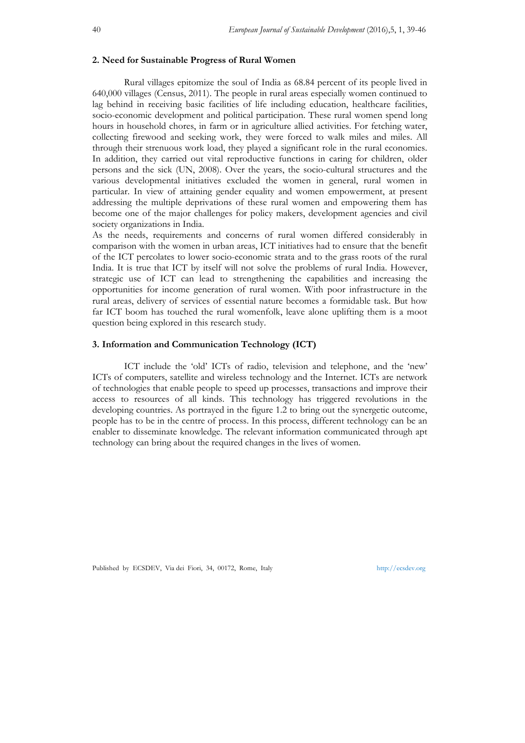## 2. Need for Sustainable Progress of Rural Women

Rural villages epitomize the soul of India as 68.84 percent of its people lived in 640,000 villages (Census, 2011). The people in rural areas especially women continued to lag behind in receiving basic facilities of life including education, healthcare facilities, socio-economic development and political participation. These rural women spend long hours in household chores, in farm or in agriculture allied activities. For fetching water, collecting firewood and seeking work, they were forced to walk miles and miles. All through their strenuous work load, they played a significant role in the rural economies. In addition, they carried out vital reproductive functions in caring for children, older persons and the sick (UN, 2008). Over the years, the socio-cultural structures and the various developmental initiatives excluded the women in general, rural women in particular. In view of attaining gender equality and women empowerment, at present addressing the multiple deprivations of these rural women and empowering them has become one of the major challenges for policy makers, development agencies and civil society organizations in India.

As the needs, requirements and concerns of rural women differed considerably in comparison with the women in urban areas, ICT initiatives had to ensure that the benefit of the ICT percolates to lower socio-economic strata and to the grass roots of the rural India. It is true that ICT by itself will not solve the problems of rural India. However, strategic use of ICT can lead to strengthening the capabilities and increasing the opportunities for income generation of rural women. With poor infrastructure in the rural areas, delivery of services of essential nature becomes a formidable task. But how far ICT boom has touched the rural womenfolk, leave alone uplifting them is a moot question being explored in this research study.

## 3. Information and Communication Technology (ICT)

ICT include the 'old' ICTs of radio, television and telephone, and the 'new' ICTs of computers, satellite and wireless technology and the Internet. ICTs are network of technologies that enable people to speed up processes, transactions and improve their access to resources of all kinds. This technology has triggered revolutions in the developing countries. As portrayed in the figure 1.2 to bring out the synergetic outcome, people has to be in the centre of process. In this process, different technology can be an enabler to disseminate knowledge. The relevant information communicated through apt technology can bring about the required changes in the lives of women.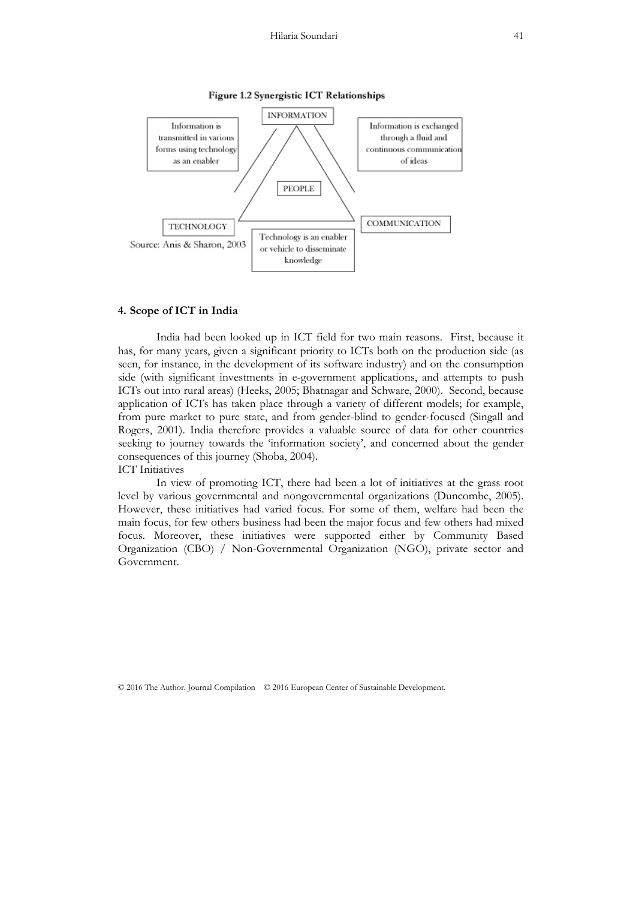**Figure 1.2 Synergistic ICT Relationships**

INFORMATION

Information is transmitted in various forms using technology as an enabler

Information is exchanged through a fluid and continuous communication of ideas

PEOPLE

TECHNOLOGY

COMMUNICATION

Technology is an enabler or vehicle to disseminate knowledge

Source: Anis & Sharon, 2003

**4. Scope of ICT in India**

India had been looked up in ICT field for two main reasons. First, because it has, for many years, given a significant priority to ICTs both on the production side (as seen, for instance, in the development of its software industry) and on the consumption side (with significant investments in e-government applications, and attempts to push ICTs out into rural areas) (Heeks, 2005; Bhatnagar and Schware, 2000). Second, because application of ICTs has taken place through a variety of different models; for example, from pure market to pure state, and from gender-blind to gender-focused (Singall and Rogers, 2001). India therefore provides a valuable source of data for other countries seeking to journey towards the 'information society', and concerned about the gender consequences of this journey (Shoba, 2004).

ICT Initiatives

In view of promoting ICT, there had been a lot of initiatives at the grass root level by various governmental and nongovernmental organizations (Duncombe, 2005). However, these initiatives had varied focus. For some of them, welfare had been the main focus, for few others business had been the major focus and few others had mixed focus. Moreover, these initiatives were supported either by Community Based Organization (CBO) / Non-Governmental Organization (NGO), private sector and Government.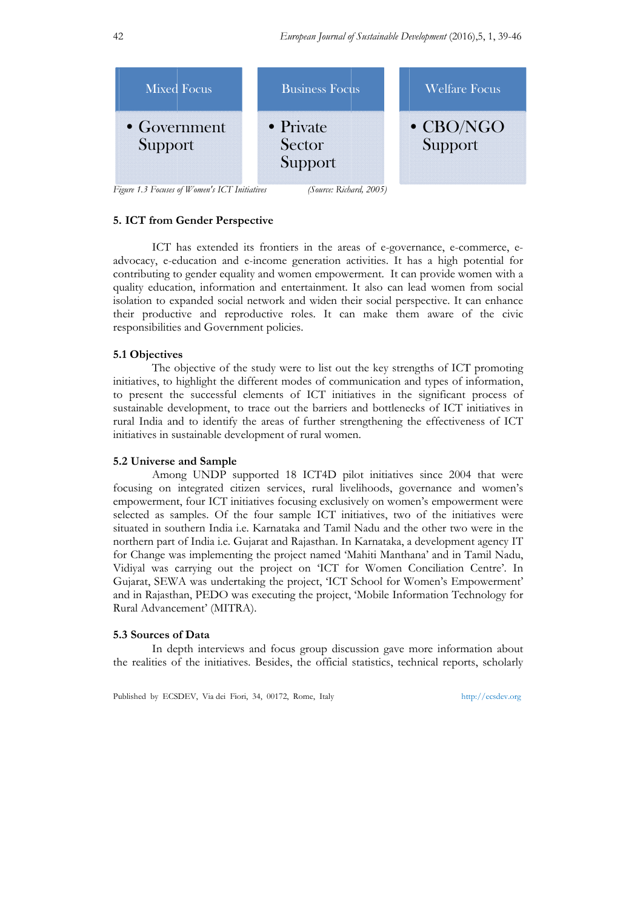| Mixed Focus | Business Focus | Welfare Focus |
|---|---|---|
| • Government Support | • Private Sector Support | • CBO/NGO Support |

*Figure 1.3 Focuses of Women's ICT Initiatives* *(Source: Richard, 2005)*

## 5. ICT from Gender Perspective

ICT has extended its frontiers in the areas of e-governance, e-commerce, e-advocacy, e-education and e-income generation activities. It has a high potential for contributing to gender equality and women empowerment. It can provide women with a quality education, information and entertainment. It also can lead women from social isolation to expanded social network and widen their social perspective. It can enhance their productive and reproductive roles. It can make them aware of the civic responsibilities and Government policies.

### 5.1 Objectives

The objective of the study were to list out the key strengths of ICT promoting initiatives, to highlight the different modes of communication and types of information, to present the successful elements of ICT initiatives in the significant process of sustainable development, to trace out the barriers and bottlenecks of ICT initiatives in rural India and to identify the areas of further strengthening the effectiveness of ICT initiatives in sustainable development of rural women.

### 5.2 Universe and Sample

Among UNDP supported 18 ICT4D pilot initiatives since 2004 that were focusing on integrated citizen services, rural livelihoods, governance and women's empowerment, four ICT initiatives focusing exclusively on women's empowerment were selected as samples. Of the four sample ICT initiatives, two of the initiatives were situated in southern India i.e. Karnataka and Tamil Nadu and the other two were in the northern part of India i.e. Gujarat and Rajasthan. In Karnataka, a development agency IT for Change was implementing the project named 'Mahiti Manthana' and in Tamil Nadu, Vidiyal was carrying out the project on 'ICT for Women Conciliation Centre'. In Gujarat, SEWA was undertaking the project, 'ICT School for Women's Empowerment' and in Rajasthan, PEDO was executing the project, 'Mobile Information Technology for Rural Advancement' (MITRA).

### 5.3 Sources of Data

In depth interviews and focus group discussion gave more information about the realities of the initiatives. Besides, the official statistics, technical reports, scholarly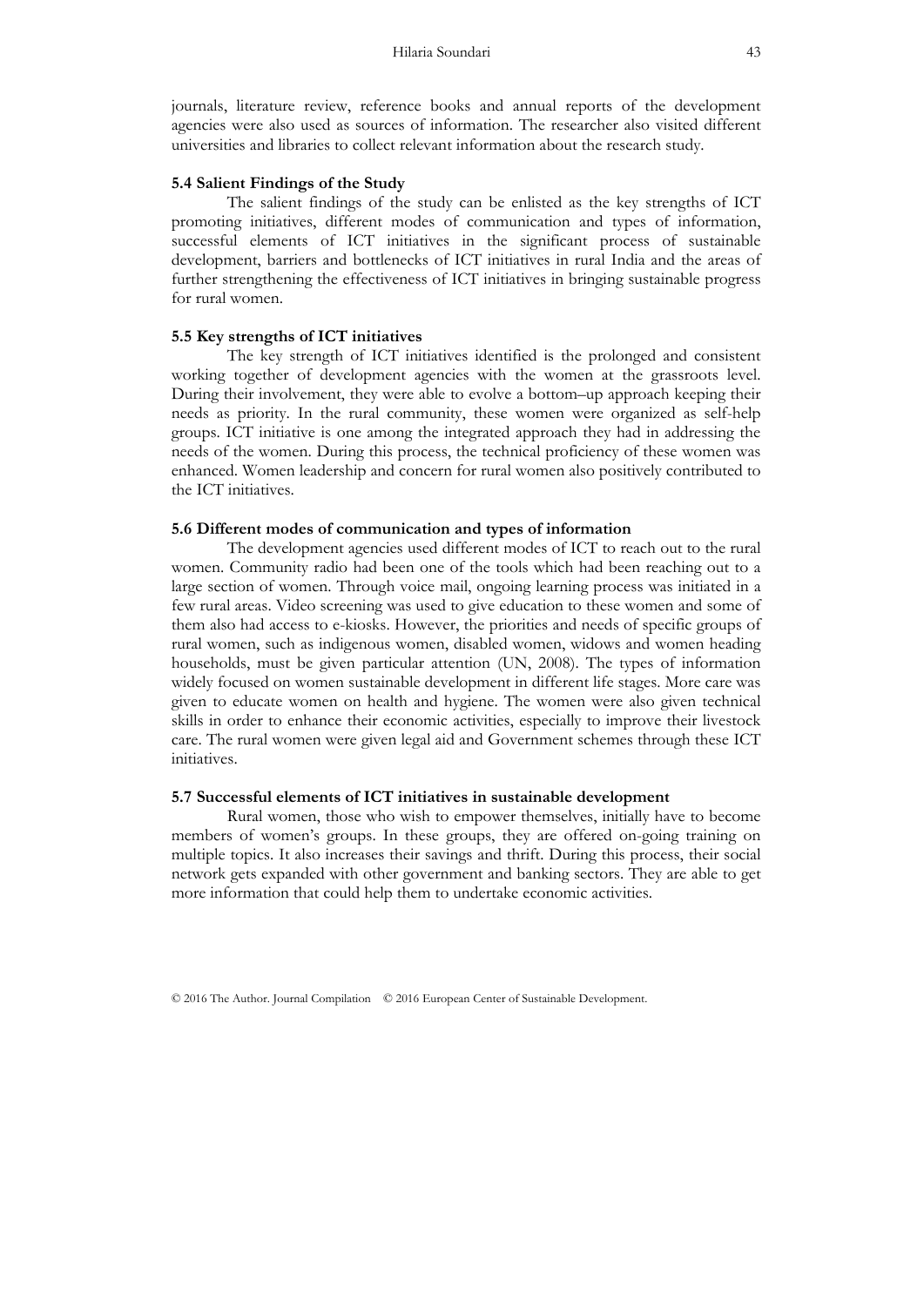journals, literature review, reference books and annual reports of the development agencies were also used as sources of information. The researcher also visited different universities and libraries to collect relevant information about the research study.

### 5.4 Salient Findings of the Study

The salient findings of the study can be enlisted as the key strengths of ICT promoting initiatives, different modes of communication and types of information, successful elements of ICT initiatives in the significant process of sustainable development, barriers and bottlenecks of ICT initiatives in rural India and the areas of further strengthening the effectiveness of ICT initiatives in bringing sustainable progress for rural women.

### 5.5 Key strengths of ICT initiatives

The key strength of ICT initiatives identified is the prolonged and consistent working together of development agencies with the women at the grassroots level. During their involvement, they were able to evolve a bottom–up approach keeping their needs as priority. In the rural community, these women were organized as self-help groups. ICT initiative is one among the integrated approach they had in addressing the needs of the women. During this process, the technical proficiency of these women was enhanced. Women leadership and concern for rural women also positively contributed to the ICT initiatives.

### 5.6 Different modes of communication and types of information

The development agencies used different modes of ICT to reach out to the rural women. Community radio had been one of the tools which had been reaching out to a large section of women. Through voice mail, ongoing learning process was initiated in a few rural areas. Video screening was used to give education to these women and some of them also had access to e-kiosks. However, the priorities and needs of specific groups of rural women, such as indigenous women, disabled women, widows and women heading households, must be given particular attention (UN, 2008). The types of information widely focused on women sustainable development in different life stages. More care was given to educate women on health and hygiene. The women were also given technical skills in order to enhance their economic activities, especially to improve their livestock care. The rural women were given legal aid and Government schemes through these ICT initiatives.

### 5.7 Successful elements of ICT initiatives in sustainable development

Rural women, those who wish to empower themselves, initially have to become members of women's groups. In these groups, they are offered on-going training on multiple topics. It also increases their savings and thrift. During this process, their social network gets expanded with other government and banking sectors. They are able to get more information that could help them to undertake economic activities.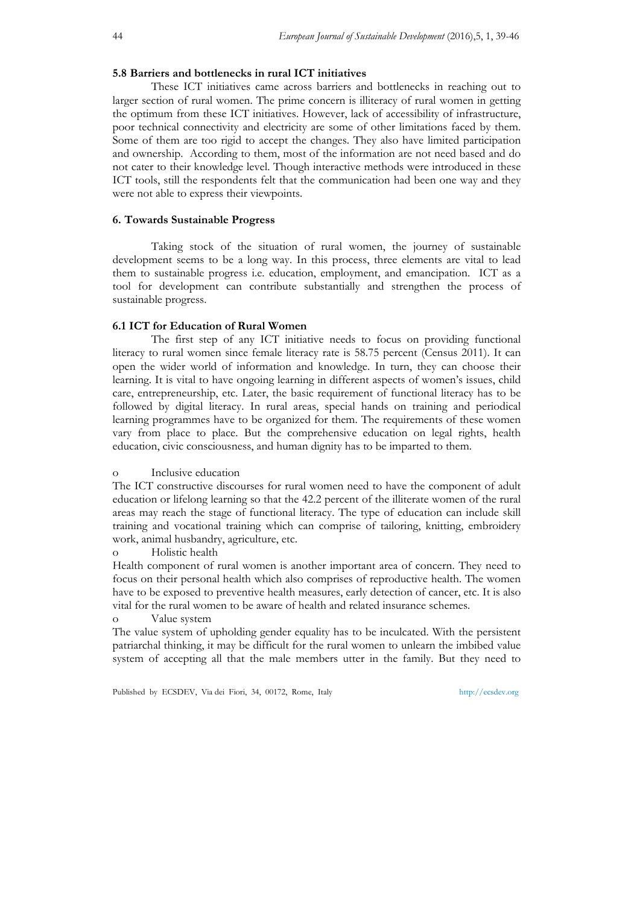### 5.8 Barriers and bottlenecks in rural ICT initiatives

These ICT initiatives came across barriers and bottlenecks in reaching out to larger section of rural women. The prime concern is illiteracy of rural women in getting the optimum from these ICT initiatives. However, lack of accessibility of infrastructure, poor technical connectivity and electricity are some of other limitations faced by them. Some of them are too rigid to accept the changes. They also have limited participation and ownership. According to them, most of the information are not need based and do not cater to their knowledge level. Though interactive methods were introduced in these ICT tools, still the respondents felt that the communication had been one way and they were not able to express their viewpoints.

## 6. Towards Sustainable Progress

Taking stock of the situation of rural women, the journey of sustainable development seems to be a long way. In this process, three elements are vital to lead them to sustainable progress i.e. education, employment, and emancipation. ICT as a tool for development can contribute substantially and strengthen the process of sustainable progress.

### 6.1 ICT for Education of Rural Women

The first step of any ICT initiative needs to focus on providing functional literacy to rural women since female literacy rate is 58.75 percent (Census 2011). It can open the wider world of information and knowledge. In turn, they can choose their learning. It is vital to have ongoing learning in different aspects of women's issues, child care, entrepreneurship, etc. Later, the basic requirement of functional literacy has to be followed by digital literacy. In rural areas, special hands on training and periodical learning programmes have to be organized for them. The requirements of these women vary from place to place. But the comprehensive education on legal rights, health education, civic consciousness, and human dignity has to be imparted to them.

- Inclusive education

The ICT constructive discourses for rural women need to have the component of adult education or lifelong learning so that the 42.2 percent of the illiterate women of the rural areas may reach the stage of functional literacy. The type of education can include skill training and vocational training which can comprise of tailoring, knitting, embroidery work, animal husbandry, agriculture, etc.

- Holistic health

Health component of rural women is another important area of concern. They need to focus on their personal health which also comprises of reproductive health. The women have to be exposed to preventive health measures, early detection of cancer, etc. It is also vital for the rural women to be aware of health and related insurance schemes.

- Value system

The value system of upholding gender equality has to be inculcated. With the persistent patriarchal thinking, it may be difficult for the rural women to unlearn the imbibed value system of accepting all that the male members utter in the family. But they need to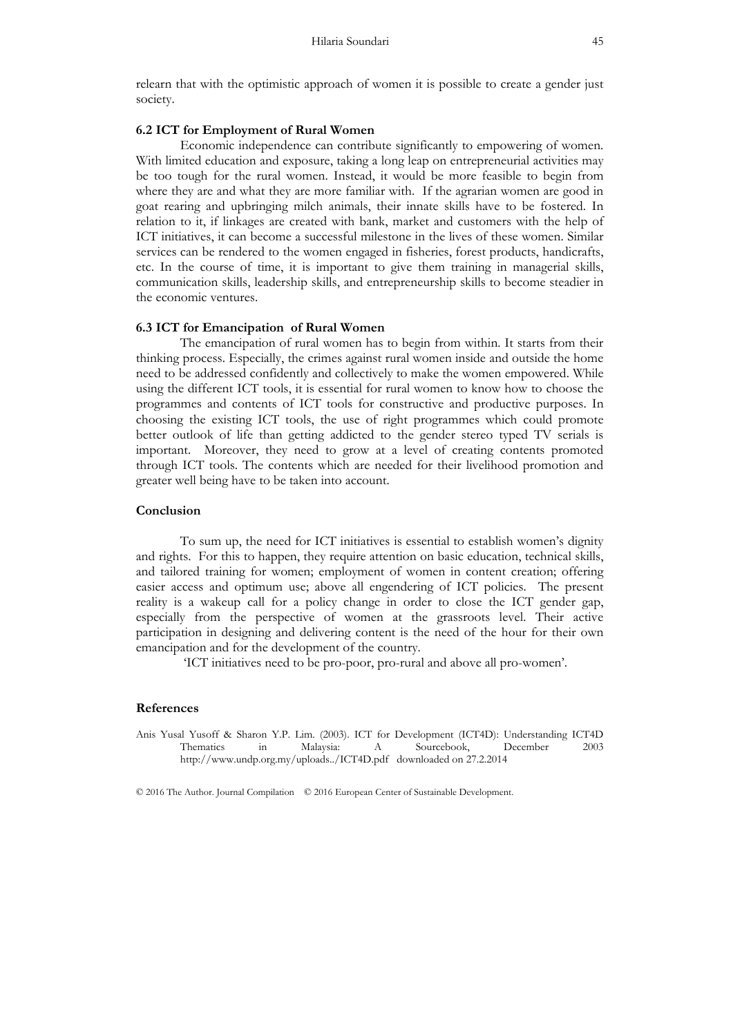relearn that with the optimistic approach of women it is possible to create a gender just society.

### 6.2 ICT for Employment of Rural Women

Economic independence can contribute significantly to empowering of women. With limited education and exposure, taking a long leap on entrepreneurial activities may be too tough for the rural women. Instead, it would be more feasible to begin from where they are and what they are more familiar with. If the agrarian women are good in goat rearing and upbringing milch animals, their innate skills have to be fostered. In relation to it, if linkages are created with bank, market and customers with the help of ICT initiatives, it can become a successful milestone in the lives of these women. Similar services can be rendered to the women engaged in fisheries, forest products, handicrafts, etc. In the course of time, it is important to give them training in managerial skills, communication skills, leadership skills, and entrepreneurship skills to become steadier in the economic ventures.

### 6.3 ICT for Emancipation of Rural Women

The emancipation of rural women has to begin from within. It starts from their thinking process. Especially, the crimes against rural women inside and outside the home need to be addressed confidently and collectively to make the women empowered. While using the different ICT tools, it is essential for rural women to know how to choose the programmes and contents of ICT tools for constructive and productive purposes. In choosing the existing ICT tools, the use of right programmes which could promote better outlook of life than getting addicted to the gender stereo typed TV serials is important. Moreover, they need to grow at a level of creating contents promoted through ICT tools. The contents which are needed for their livelihood promotion and greater well being have to be taken into account.

## Conclusion

To sum up, the need for ICT initiatives is essential to establish women's dignity and rights. For this to happen, they require attention on basic education, technical skills, and tailored training for women; employment of women in content creation; offering easier access and optimum use; above all engendering of ICT policies. The present reality is a wakeup call for a policy change in order to close the ICT gender gap, especially from the perspective of women at the grassroots level. Their active participation in designing and delivering content is the need of the hour for their own emancipation and for the development of the country.

'ICT initiatives need to be pro-poor, pro-rural and above all pro-women'.

## References

Anis Yusal Yusoff & Sharon Y.P. Lim. (2003). ICT for Development (ICT4D): Understanding ICT4D Thematics in Malaysia: A Sourcebook, December 2003 http://www.undp.org.my/uploads../ICT4D.pdf downloaded on 27.2.2014

© 2016 The Author. Journal Compilation © 2016 European Center of Sustainable Development.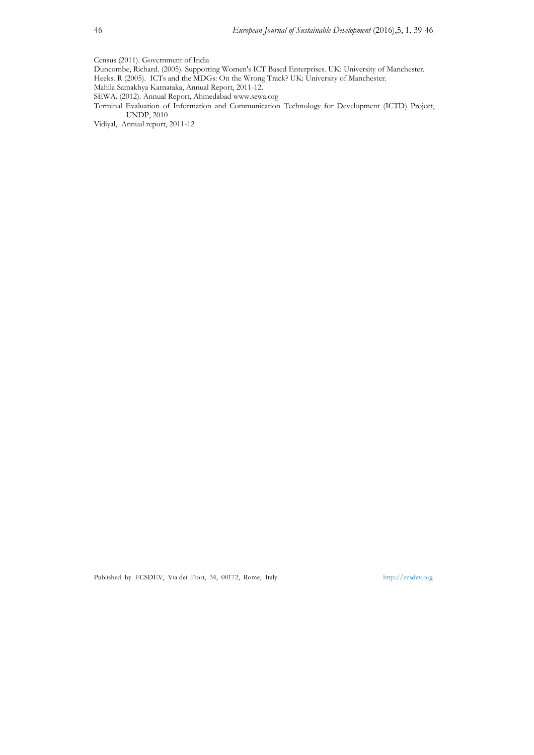Census (2011). Government of India

Duncombe, Richard. (2005). Supporting Women's ICT Based Enterprises. UK: University of Manchester.

Heeks. R (2005). ICTs and the MDGs: On the Wrong Track? UK: University of Manchester.

Mahila Samakhya Karnataka, Annual Report, 2011-12.

SEWA. (2012). Annual Report, Ahmedabad www.sewa.org

Terminal Evaluation of Information and Communication Technology for Development (ICTD) Project, UNDP, 2010

Vidiyal, Annual report, 2011-12

Published by ECSDEV, Via dei Fiori, 34, 00172, Rome, Italy http://ecsdev.org